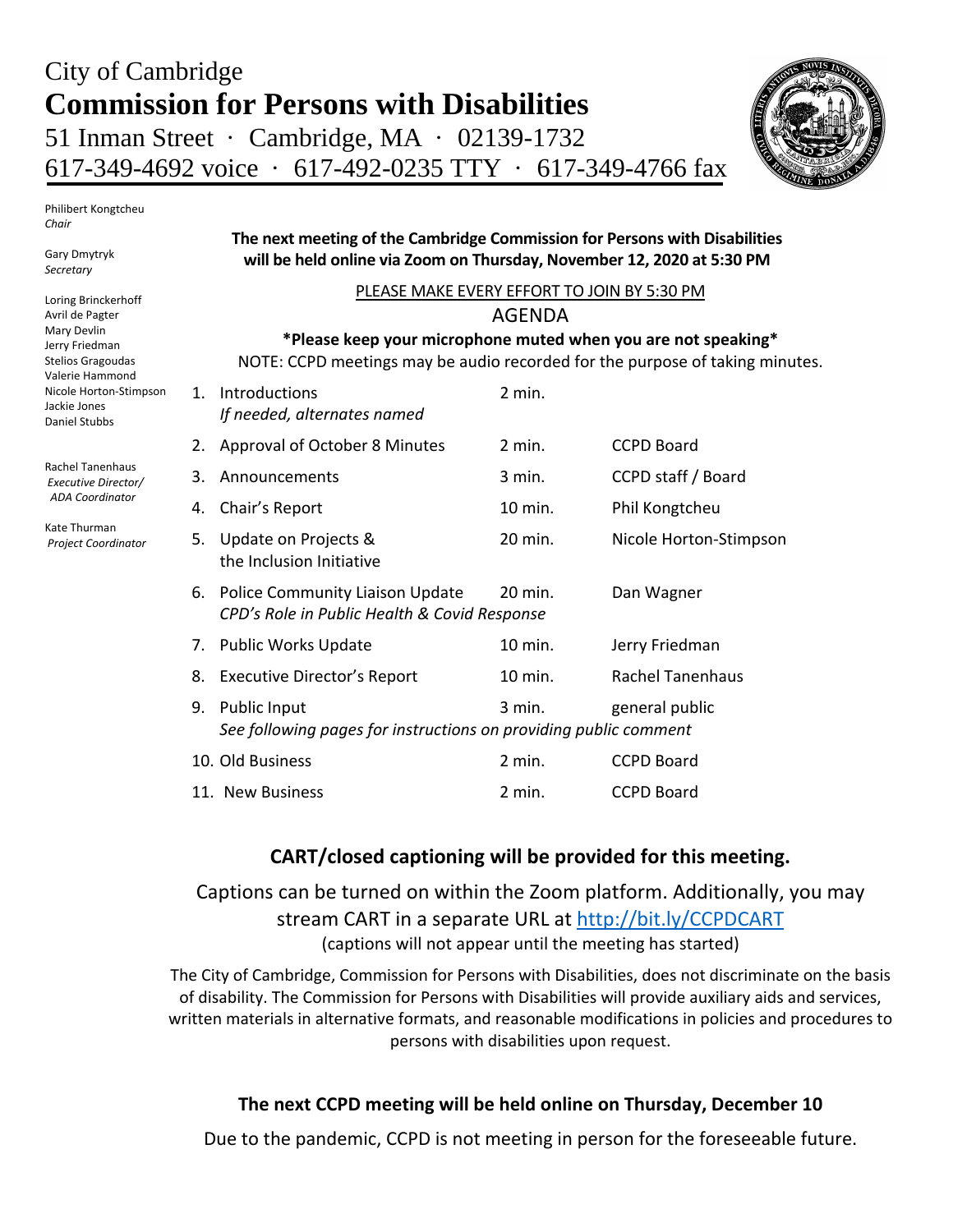# City of Cambridge
# Commission for Persons with Disabilities

51 Inman Street · Cambridge, MA · 02139-1732
617-349-4692 voice · 617-492-0235 TTY · 617-349-4766 fax

Philibert Kongtcheu
*Chair*

Gary Dmytryk
*Secretary*

Loring Brinckerhoff
Avril de Pagter
Mary Devlin
Jerry Friedman
Stelios Gragoudas
Valerie Hammond
Nicole Horton-Stimpson
Jackie Jones
Daniel Stubbs

Rachel Tanenhaus
*Executive Director/ ADA Coordinator*

Kate Thurman
*Project Coordinator*

**The next meeting of the Cambridge Commission for Persons with Disabilities will be held online via Zoom on Thursday, November 12, 2020 at 5:30 PM**

PLEASE MAKE EVERY EFFORT TO JOIN BY 5:30 PM

## AGENDA

**\*Please keep your microphone muted when you are not speaking\***

NOTE: CCPD meetings may be audio recorded for the purpose of taking minutes.

| | Item | Time | Presenter |
|---|---|---|---|
| 1. | Introductions<br>*If needed, alternates named* | 2 min. | |
| 2. | Approval of October 8 Minutes | 2 min. | CCPD Board |
| 3. | Announcements | 3 min. | CCPD staff / Board |
| 4. | Chair's Report | 10 min. | Phil Kongtcheu |
| 5. | Update on Projects & the Inclusion Initiative | 20 min. | Nicole Horton-Stimpson |
| 6. | Police Community Liaison Update<br>*CPD's Role in Public Health & Covid Response* | 20 min. | Dan Wagner |
| 7. | Public Works Update | 10 min. | Jerry Friedman |
| 8. | Executive Director's Report | 10 min. | Rachel Tanenhaus |
| 9. | Public Input<br>*See following pages for instructions on providing public comment* | 3 min. | general public |
| 10. | Old Business | 2 min. | CCPD Board |
| 11. | New Business | 2 min. | CCPD Board |

**CART/closed captioning will be provided for this meeting.**

Captions can be turned on within the Zoom platform. Additionally, you may stream CART in a separate URL at http://bit.ly/CCPDCART
(captions will not appear until the meeting has started)

The City of Cambridge, Commission for Persons with Disabilities, does not discriminate on the basis of disability. The Commission for Persons with Disabilities will provide auxiliary aids and services, written materials in alternative formats, and reasonable modifications in policies and procedures to persons with disabilities upon request.

**The next CCPD meeting will be held online on Thursday, December 10**

Due to the pandemic, CCPD is not meeting in person for the foreseeable future.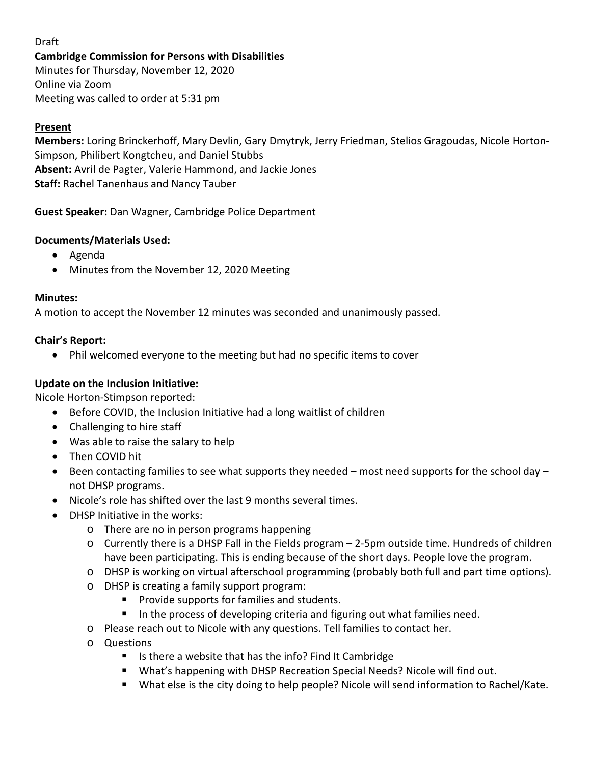Draft

**Cambridge Commission for Persons with Disabilities**

Minutes for Thursday, November 12, 2020

Online via Zoom

Meeting was called to order at 5:31 pm

**<u>Present</u>**

**Members:** Loring Brinckerhoff, Mary Devlin, Gary Dmytryk, Jerry Friedman, Stelios Gragoudas, Nicole Horton-Simpson, Philibert Kongtcheu, and Daniel Stubbs

**Absent:** Avril de Pagter, Valerie Hammond, and Jackie Jones

**Staff:** Rachel Tanenhaus and Nancy Tauber

**Guest Speaker:** Dan Wagner, Cambridge Police Department

**Documents/Materials Used:**

- Agenda
- Minutes from the November 12, 2020 Meeting

**Minutes:**

A motion to accept the November 12 minutes was seconded and unanimously passed.

**Chair's Report:**

- Phil welcomed everyone to the meeting but had no specific items to cover

**Update on the Inclusion Initiative:**

Nicole Horton-Stimpson reported:

- Before COVID, the Inclusion Initiative had a long waitlist of children
- Challenging to hire staff
- Was able to raise the salary to help
- Then COVID hit
- Been contacting families to see what supports they needed – most need supports for the school day – not DHSP programs.
- Nicole's role has shifted over the last 9 months several times.
- DHSP Initiative in the works:
  - There are no in person programs happening
  - Currently there is a DHSP Fall in the Fields program – 2-5pm outside time. Hundreds of children have been participating. This is ending because of the short days. People love the program.
  - DHSP is working on virtual afterschool programming (probably both full and part time options).
  - DHSP is creating a family support program:
    - Provide supports for families and students.
    - In the process of developing criteria and figuring out what families need.
  - Please reach out to Nicole with any questions. Tell families to contact her.
  - Questions
    - Is there a website that has the info? Find It Cambridge
    - What's happening with DHSP Recreation Special Needs? Nicole will find out.
    - What else is the city doing to help people? Nicole will send information to Rachel/Kate.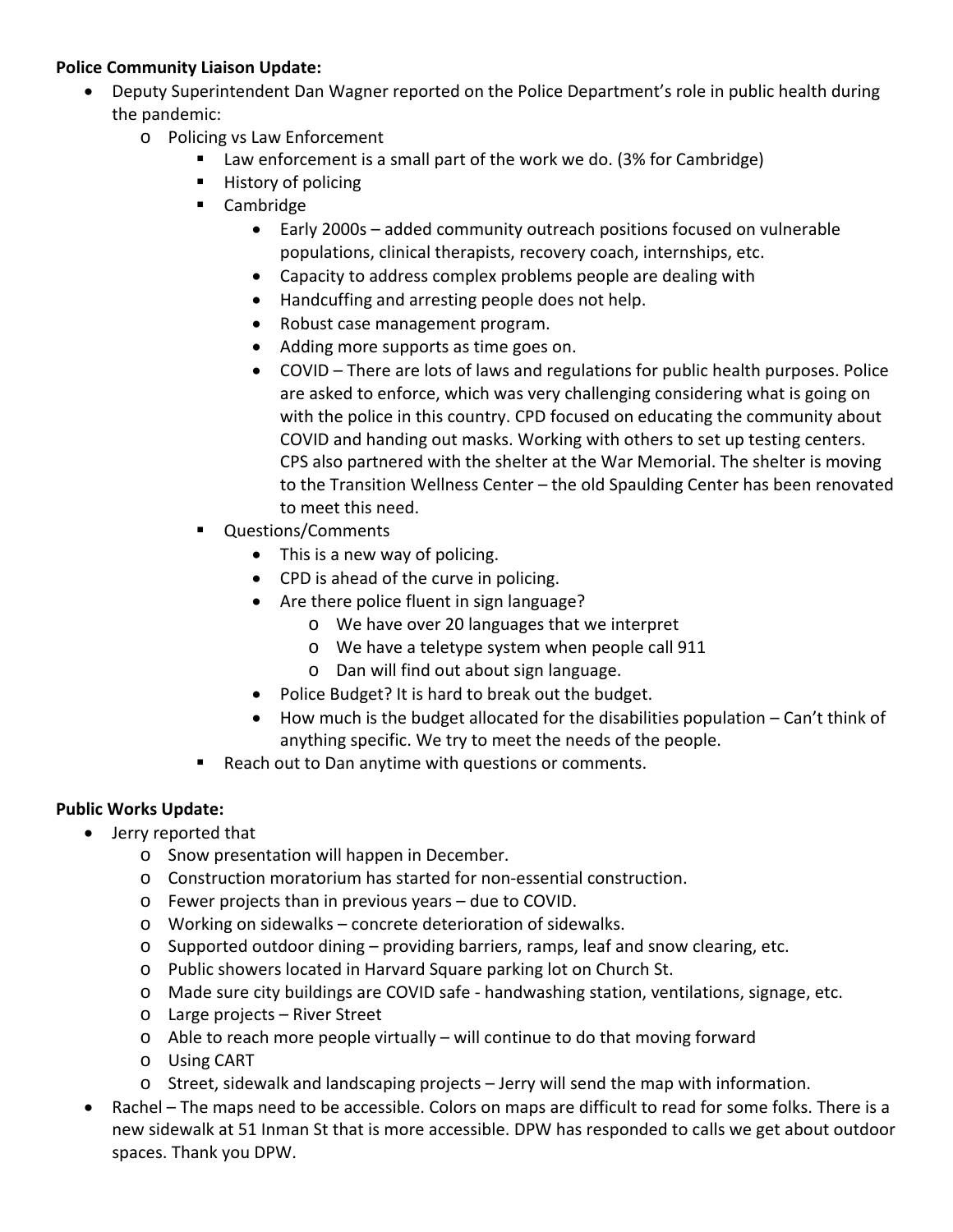**Police Community Liaison Update:**

- Deputy Superintendent Dan Wagner reported on the Police Department's role in public health during the pandemic:
  - Policing vs Law Enforcement
    - Law enforcement is a small part of the work we do. (3% for Cambridge)
    - History of policing
    - Cambridge
      - Early 2000s – added community outreach positions focused on vulnerable populations, clinical therapists, recovery coach, internships, etc.
      - Capacity to address complex problems people are dealing with
      - Handcuffing and arresting people does not help.
      - Robust case management program.
      - Adding more supports as time goes on.
      - COVID – There are lots of laws and regulations for public health purposes. Police are asked to enforce, which was very challenging considering what is going on with the police in this country. CPD focused on educating the community about COVID and handing out masks. Working with others to set up testing centers. CPS also partnered with the shelter at the War Memorial. The shelter is moving to the Transition Wellness Center – the old Spaulding Center has been renovated to meet this need.
    - Questions/Comments
      - This is a new way of policing.
      - CPD is ahead of the curve in policing.
      - Are there police fluent in sign language?
        - We have over 20 languages that we interpret
        - We have a teletype system when people call 911
        - Dan will find out about sign language.
      - Police Budget? It is hard to break out the budget.
      - How much is the budget allocated for the disabilities population – Can't think of anything specific. We try to meet the needs of the people.
    - Reach out to Dan anytime with questions or comments.

**Public Works Update:**

- Jerry reported that
  - Snow presentation will happen in December.
  - Construction moratorium has started for non-essential construction.
  - Fewer projects than in previous years – due to COVID.
  - Working on sidewalks – concrete deterioration of sidewalks.
  - Supported outdoor dining – providing barriers, ramps, leaf and snow clearing, etc.
  - Public showers located in Harvard Square parking lot on Church St.
  - Made sure city buildings are COVID safe - handwashing station, ventilations, signage, etc.
  - Large projects – River Street
  - Able to reach more people virtually – will continue to do that moving forward
  - Using CART
  - Street, sidewalk and landscaping projects – Jerry will send the map with information.
- Rachel – The maps need to be accessible. Colors on maps are difficult to read for some folks. There is a new sidewalk at 51 Inman St that is more accessible. DPW has responded to calls we get about outdoor spaces. Thank you DPW.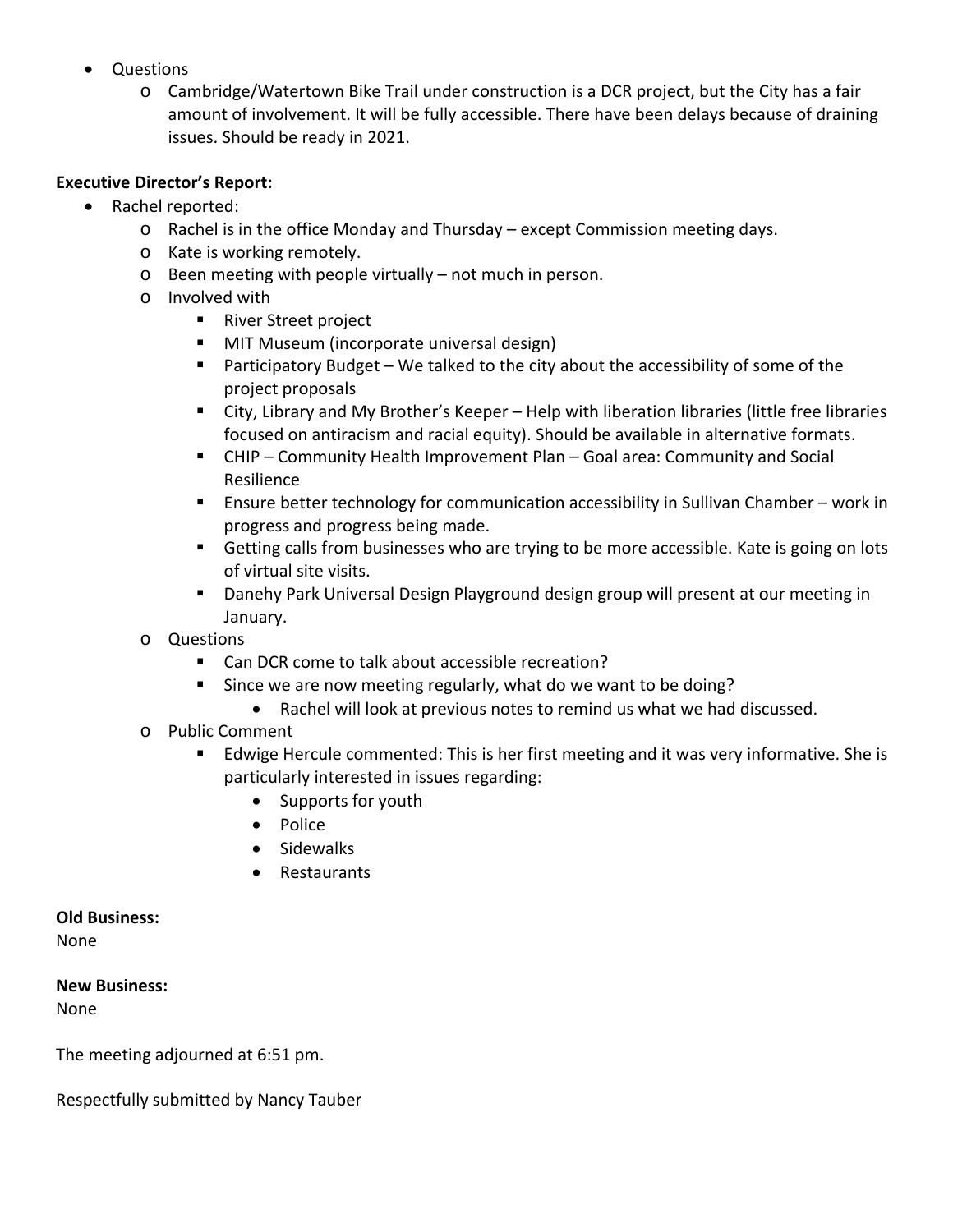- Questions
  - Cambridge/Watertown Bike Trail under construction is a DCR project, but the City has a fair amount of involvement. It will be fully accessible. There have been delays because of draining issues. Should be ready in 2021.

**Executive Director's Report:**

- Rachel reported:
  - Rachel is in the office Monday and Thursday – except Commission meeting days.
  - Kate is working remotely.
  - Been meeting with people virtually – not much in person.
  - Involved with
    - River Street project
    - MIT Museum (incorporate universal design)
    - Participatory Budget – We talked to the city about the accessibility of some of the project proposals
    - City, Library and My Brother's Keeper – Help with liberation libraries (little free libraries focused on antiracism and racial equity). Should be available in alternative formats.
    - CHIP – Community Health Improvement Plan – Goal area: Community and Social Resilience
    - Ensure better technology for communication accessibility in Sullivan Chamber – work in progress and progress being made.
    - Getting calls from businesses who are trying to be more accessible. Kate is going on lots of virtual site visits.
    - Danehy Park Universal Design Playground design group will present at our meeting in January.
  - Questions
    - Can DCR come to talk about accessible recreation?
    - Since we are now meeting regularly, what do we want to be doing?
      - Rachel will look at previous notes to remind us what we had discussed.
  - Public Comment
    - Edwige Hercule commented: This is her first meeting and it was very informative. She is particularly interested in issues regarding:
      - Supports for youth
      - Police
      - Sidewalks
      - Restaurants

**Old Business:**
None

**New Business:**
None

The meeting adjourned at 6:51 pm.

Respectfully submitted by Nancy Tauber